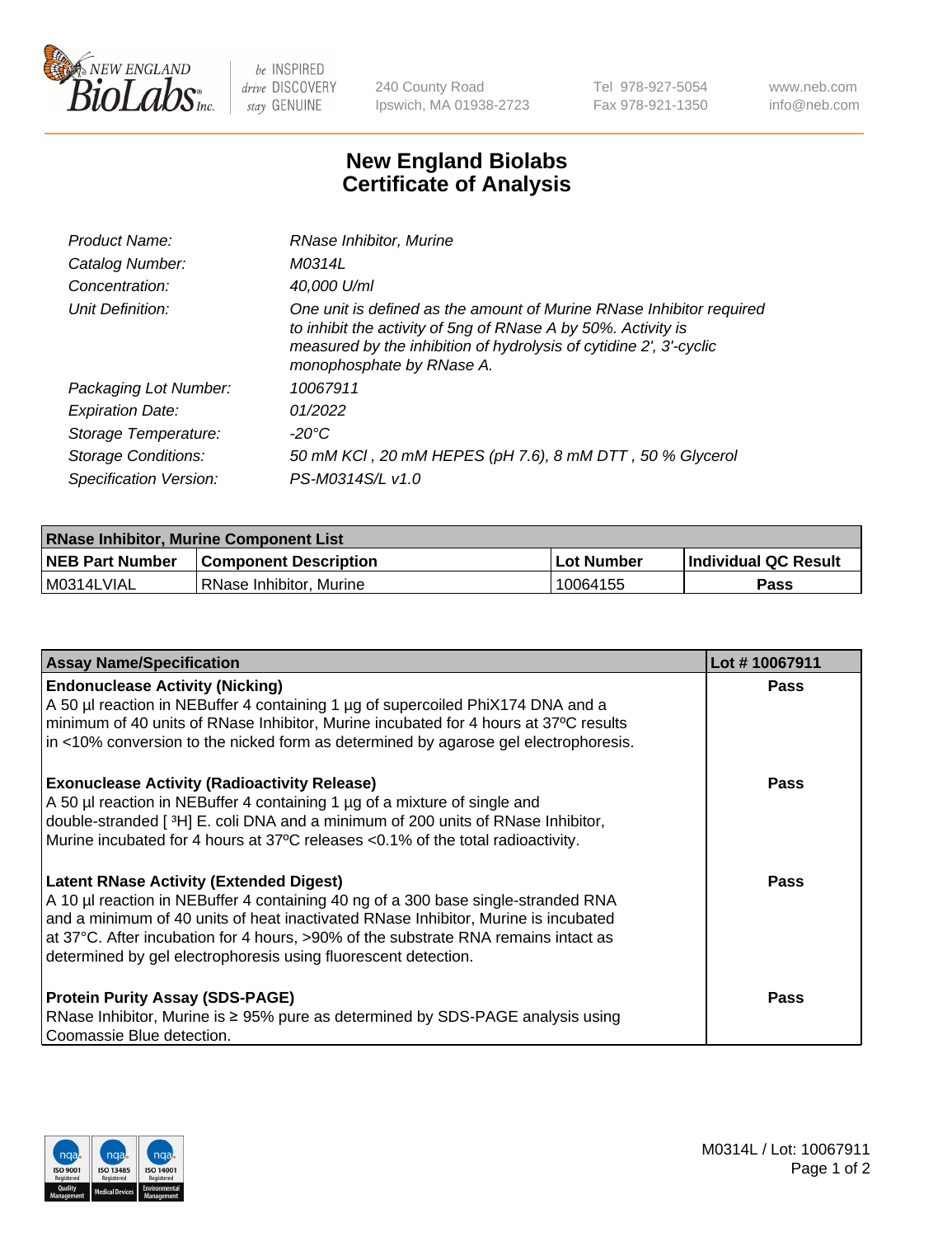New England Biolabs — be INSPIRED drive DISCOVERY stay GENUINE

240 County Road
Ipswich, MA 01938-2723

Tel 978-927-5054
Fax 978-921-1350

www.neb.com
info@neb.com

# New England Biolabs
# Certificate of Analysis

| | |
|---|---|
| *Product Name:* | *RNase Inhibitor, Murine* |
| *Catalog Number:* | *M0314L* |
| *Concentration:* | *40,000 U/ml* |
| *Unit Definition:* | *One unit is defined as the amount of Murine RNase Inhibitor required to inhibit the activity of 5ng of RNase A by 50%. Activity is measured by the inhibition of hydrolysis of cytidine 2', 3'-cyclic monophosphate by RNase A.* |
| *Packaging Lot Number:* | *10067911* |
| *Expiration Date:* | *01/2022* |
| *Storage Temperature:* | *-20°C* |
| *Storage Conditions:* | *50 mM KCl , 20 mM HEPES (pH 7.6), 8 mM DTT , 50 % Glycerol* |
| *Specification Version:* | *PS-M0314S/L v1.0* |

| RNase Inhibitor, Murine Component List | | | |
|---|---|---|---|
| **NEB Part Number** | **Component Description** | **Lot Number** | **Individual QC Result** |
| M0314LVIAL | RNase Inhibitor, Murine | 10064155 | **Pass** |

| Assay Name/Specification | Lot # 10067911 |
|---|---|
| **Endonuclease Activity (Nicking)** A 50 µl reaction in NEBuffer 4 containing 1 µg of supercoiled PhiX174 DNA and a minimum of 40 units of RNase Inhibitor, Murine incubated for 4 hours at 37ºC results in <10% conversion to the nicked form as determined by agarose gel electrophoresis. | **Pass** |
| **Exonuclease Activity (Radioactivity Release)** A 50 µl reaction in NEBuffer 4 containing 1 µg of a mixture of single and double-stranded [ $^{3}$H] E. coli DNA and a minimum of 200 units of RNase Inhibitor, Murine incubated for 4 hours at 37ºC releases <0.1% of the total radioactivity. | **Pass** |
| **Latent RNase Activity (Extended Digest)** A 10 µl reaction in NEBuffer 4 containing 40 ng of a 300 base single-stranded RNA and a minimum of 40 units of heat inactivated RNase Inhibitor, Murine is incubated at 37°C. After incubation for 4 hours, >90% of the substrate RNA remains intact as determined by gel electrophoresis using fluorescent detection. | **Pass** |
| **Protein Purity Assay (SDS-PAGE)** RNase Inhibitor, Murine is ≥ 95% pure as determined by SDS-PAGE analysis using Coomassie Blue detection. | **Pass** |

M0314L / Lot: 10067911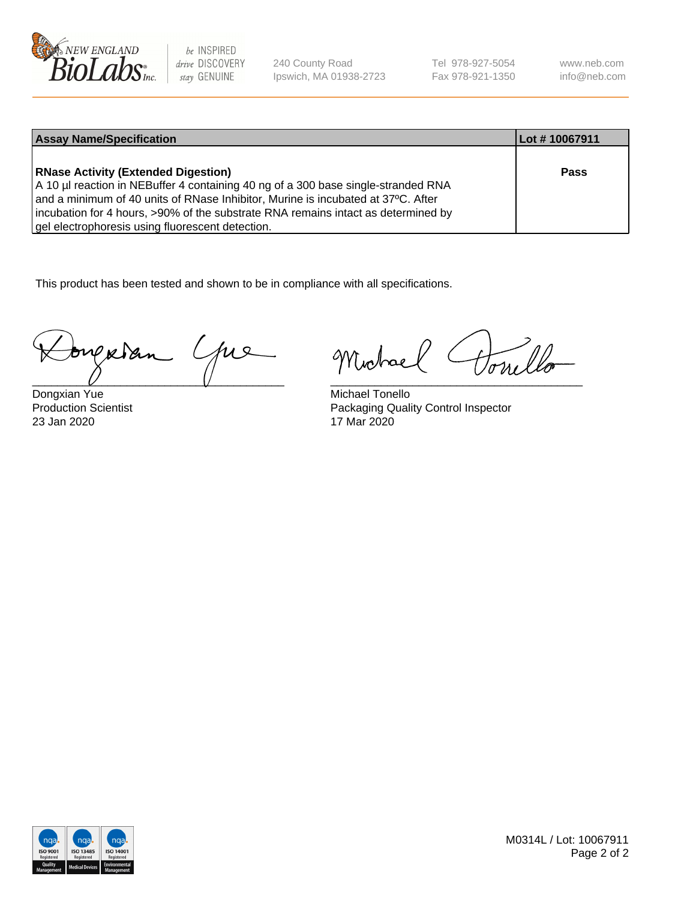| Assay Name/Specification | Lot # 10067911 |
| --- | --- |
| **RNase Activity (Extended Digestion)**<br>A 10 µl reaction in NEBuffer 4 containing 40 ng of a 300 base single-stranded RNA and a minimum of 40 units of RNase Inhibitor, Murine is incubated at 37ºC. After incubation for 4 hours, >90% of the substrate RNA remains intact as determined by gel electrophoresis using fluorescent detection. | **Pass** |

This product has been tested and shown to be in compliance with all specifications.

Dongxian Yue
Production Scientist
23 Jan 2020

Michael Tonello
Packaging Quality Control Inspector
17 Mar 2020

M0314L / Lot: 10067911